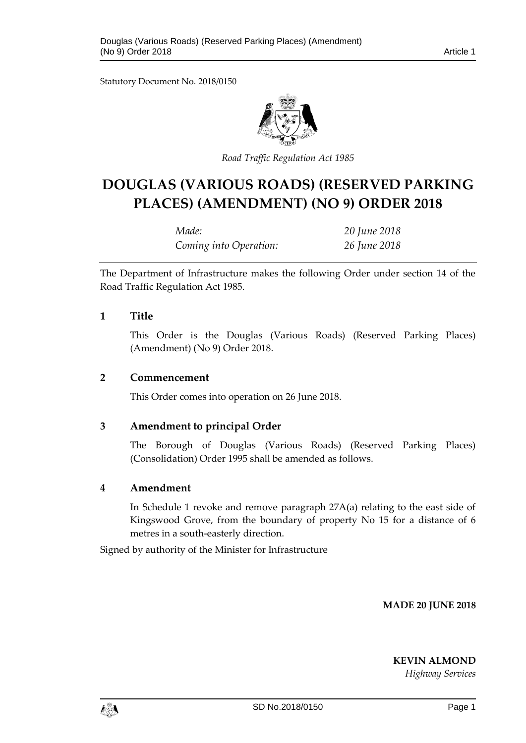Statutory Document No. 2018/0150

*Road Traffic Regulation Act 1985*

# DOUGLAS (VARIOUS ROADS) (RESERVED PARKING PLACES) (AMENDMENT) (NO 9) ORDER 2018

| | |
|---|---|
| *Made:* | *20 June 2018* |
| *Coming into Operation:* | *26 June 2018* |

The Department of Infrastructure makes the following Order under section 14 of the Road Traffic Regulation Act 1985.

## 1 Title

This Order is the Douglas (Various Roads) (Reserved Parking Places) (Amendment) (No 9) Order 2018.

## 2 Commencement

This Order comes into operation on 26 June 2018.

## 3 Amendment to principal Order

The Borough of Douglas (Various Roads) (Reserved Parking Places) (Consolidation) Order 1995 shall be amended as follows.

## 4 Amendment

In Schedule 1 revoke and remove paragraph 27A(a) relating to the east side of Kingswood Grove, from the boundary of property No 15 for a distance of 6 metres in a south-easterly direction.

Signed by authority of the Minister for Infrastructure

**MADE 20 JUNE 2018**

**KEVIN ALMOND**
*Highway Services*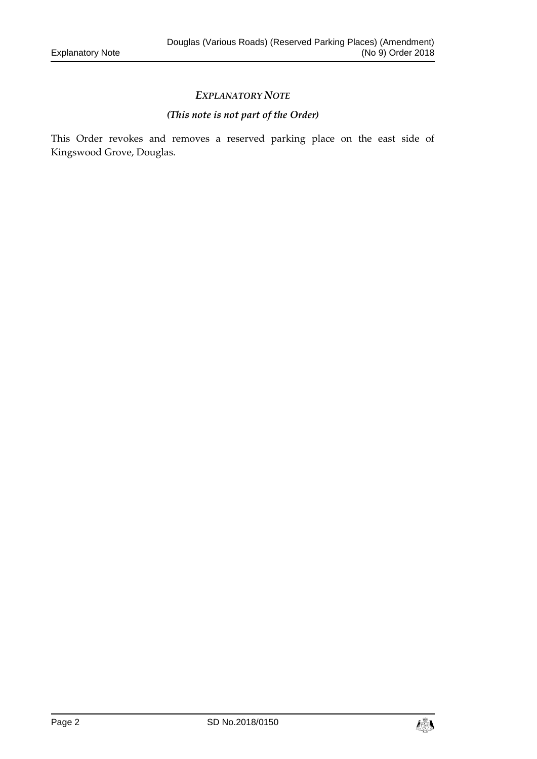## *EXPLANATORY NOTE*

***(This note is not part of the Order)***

This Order revokes and removes a reserved parking place on the east side of Kingswood Grove, Douglas.